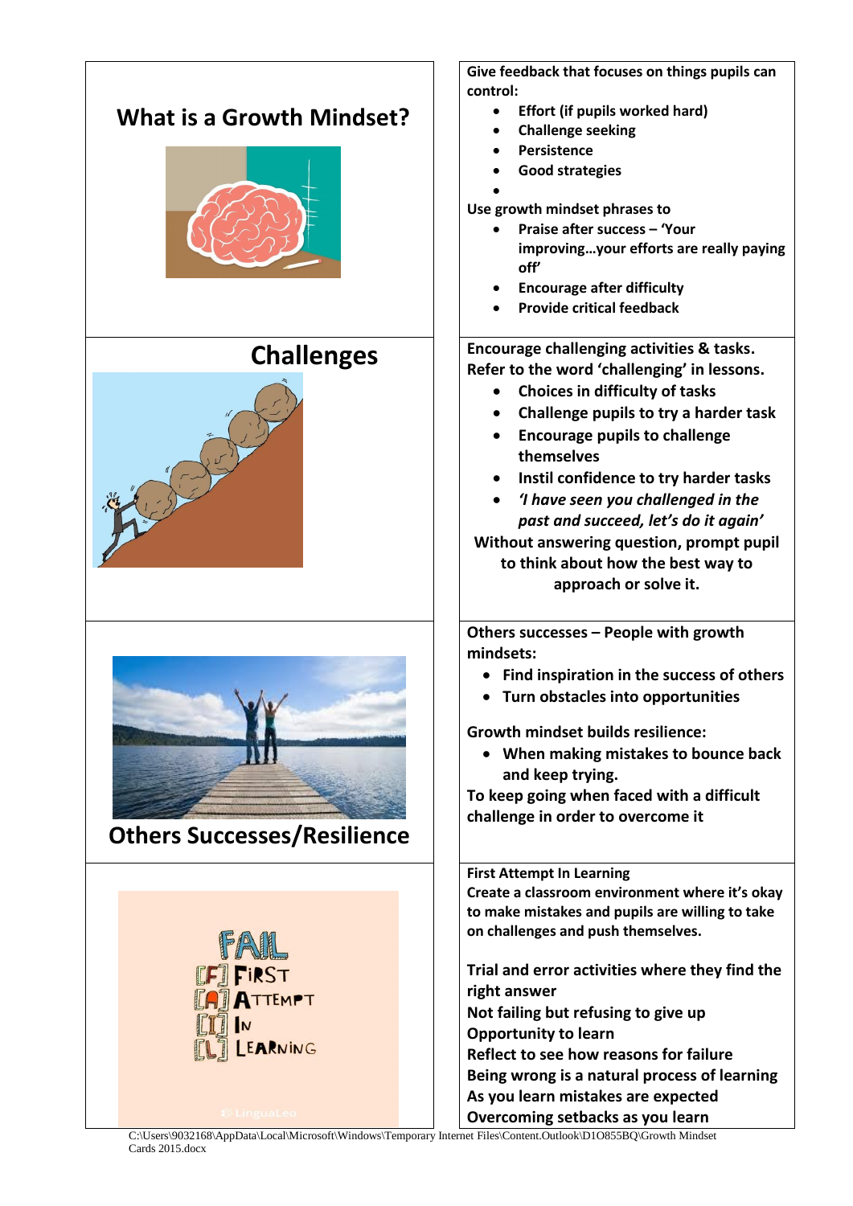## What is a Growth Mindset?

**Give feedback that focuses on things pupils can control:**

- **Effort (if pupils worked hard)**
- **Challenge seeking**
- **Persistence**
- **Good strategies**
-

**Use growth mindset phrases to**

- **Praise after success – 'Your improving…your efforts are really paying off'**
- **Encourage after difficulty**
- **Provide critical feedback**

## Challenges

**Encourage challenging activities & tasks. Refer to the word 'challenging' in lessons.**

- **Choices in difficulty of tasks**
- **Challenge pupils to try a harder task**
- **Encourage pupils to challenge themselves**
- **Instil confidence to try harder tasks**
- ***'I have seen you challenged in the past and succeed, let's do it again'***

**Without answering question, prompt pupil to think about how the best way to approach or solve it.**

## Others Successes/Resilience

**Others successes – People with growth mindsets:**

- **Find inspiration in the success of others**
- **Turn obstacles into opportunities**

**Growth mindset builds resilience:**

- **When making mistakes to bounce back and keep trying.**

**To keep going when faced with a difficult challenge in order to overcome it**

FAIL
[F] FIRST
[A] ATTEMPT
[I] IN
[L] LEARNING

**First Attempt In Learning**
**Create a classroom environment where it's okay to make mistakes and pupils are willing to take on challenges and push themselves.**

**Trial and error activities where they find the right answer**
**Not failing but refusing to give up**
**Opportunity to learn**
**Reflect to see how reasons for failure**
**Being wrong is a natural process of learning**
**As you learn mistakes are expected**
**Overcoming setbacks as you learn**

C:\Users\9032168\AppData\Local\Microsoft\Windows\Temporary Internet Files\Content.Outlook\D1O855BQ\Growth Mindset Cards 2015.docx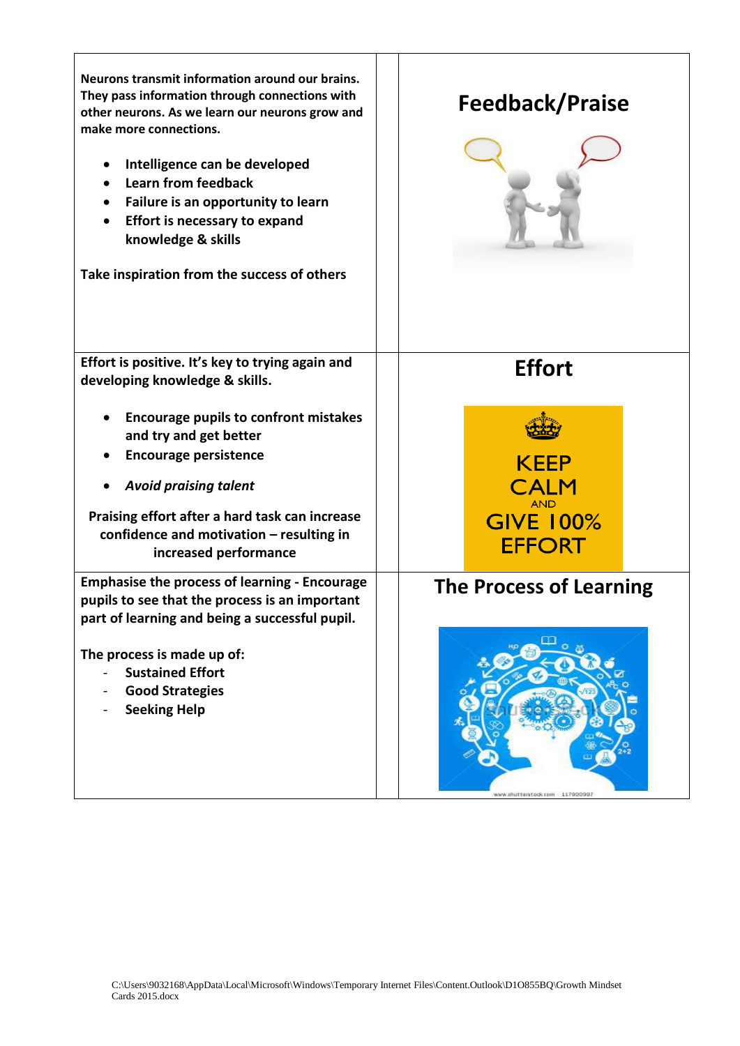| | | |
|---|---|---|
| **Neurons transmit information around our brains. They pass information through connections with other neurons. As we learn our neurons grow and make more connections.**<br><br>• **Intelligence can be developed**<br>• **Learn from feedback**<br>• **Failure is an opportunity to learn**<br>• **Effort is necessary to expand knowledge & skills**<br><br>**Take inspiration from the success of others** | | **Feedback/Praise** |
| **Effort is positive. It's key to trying again and developing knowledge & skills.**<br><br>• **Encourage pupils to confront mistakes and try and get better**<br>• **Encourage persistence**<br>• ***Avoid praising talent***<br><br>**Praising effort after a hard task can increase confidence and motivation – resulting in increased performance** | | **Effort**<br><br>KEEP CALM AND GIVE 100% EFFORT |
| **Emphasise the process of learning - Encourage pupils to see that the process is an important part of learning and being a successful pupil.**<br><br>**The process is made up of:**<br>- **Sustained Effort**<br>- **Good Strategies**<br>- **Seeking Help** | | **The Process of Learning** |

C:\Users\9032168\AppData\Local\Microsoft\Windows\Temporary Internet Files\Content.Outlook\D1O855BQ\Growth Mindset Cards 2015.docx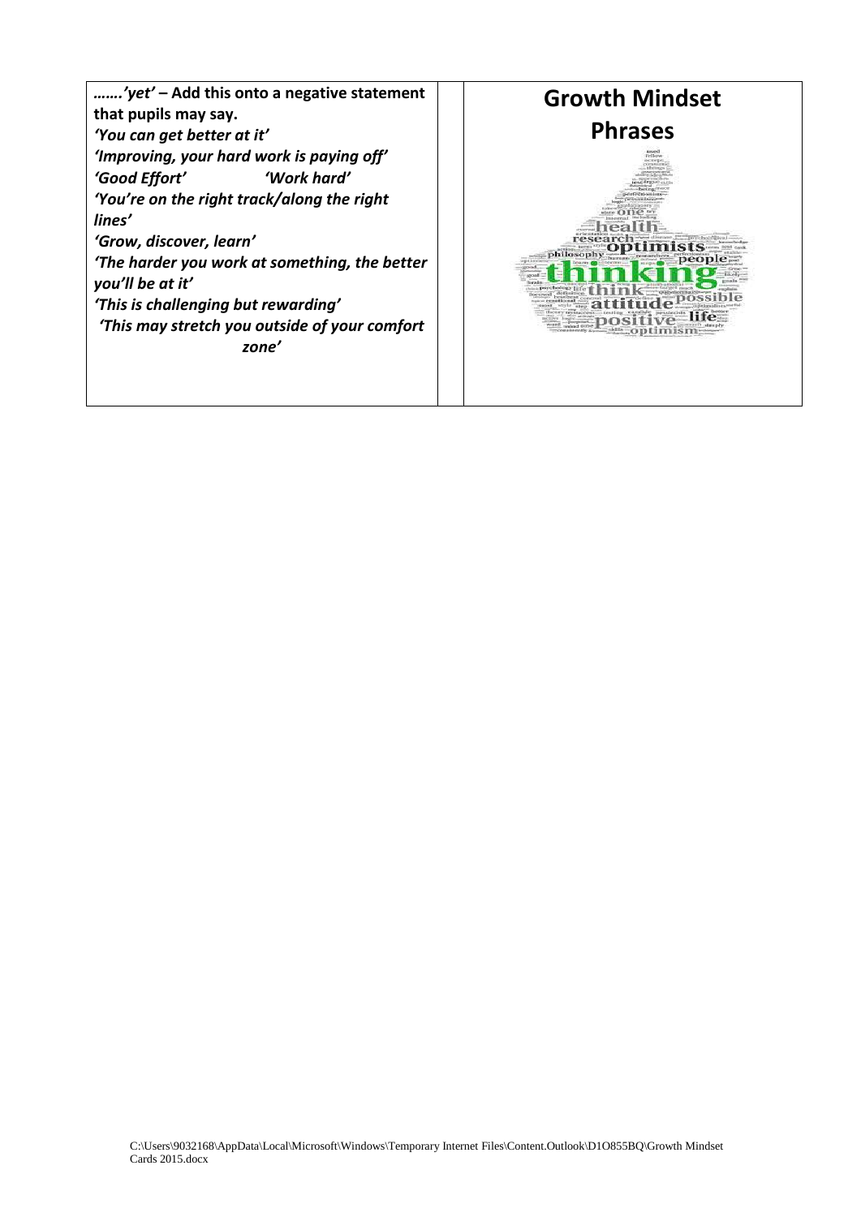**…….'yet'** – **Add this onto a negative statement that pupils may say.**

***'You can get better at it'***

***'Improving, your hard work is paying off'***

***'Good Effort'*** ***'Work hard'***

***'You're on the right track/along the right lines'***

***'Grow, discover, learn'***

***'The harder you work at something, the better you'll be at it'***

***'This is challenging but rewarding'***

***'This may stretch you outside of your comfort zone'***

## Growth Mindset Phrases

C:\Users\9032168\AppData\Local\Microsoft\Windows\Temporary Internet Files\Content.Outlook\D1O855BQ\Growth Mindset Cards 2015.docx